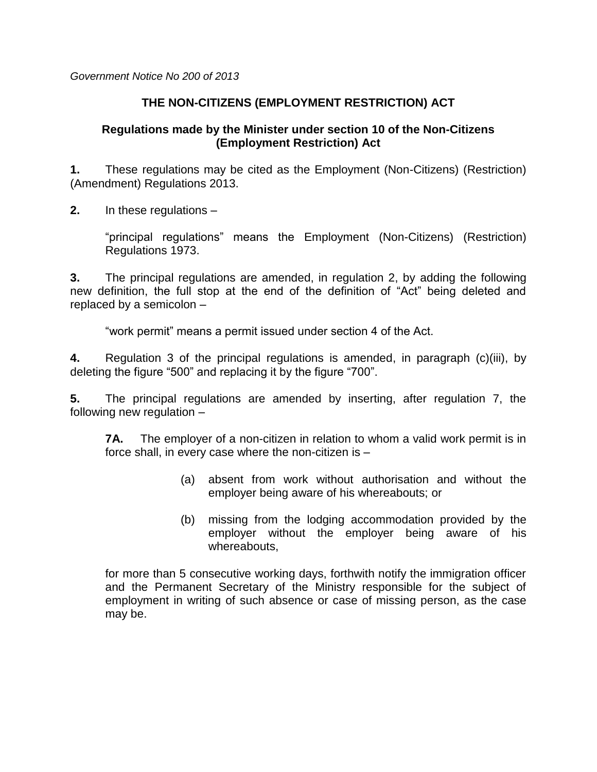*Government Notice No 200 of 2013*

## THE NON-CITIZENS (EMPLOYMENT RESTRICTION) ACT

### Regulations made by the Minister under section 10 of the Non-Citizens (Employment Restriction) Act

**1.** These regulations may be cited as the Employment (Non-Citizens) (Restriction) (Amendment) Regulations 2013.

**2.** In these regulations –

"principal regulations" means the Employment (Non-Citizens) (Restriction) Regulations 1973.

**3.** The principal regulations are amended, in regulation 2, by adding the following new definition, the full stop at the end of the definition of "Act" being deleted and replaced by a semicolon –

"work permit" means a permit issued under section 4 of the Act.

**4.** Regulation 3 of the principal regulations is amended, in paragraph (c)(iii), by deleting the figure "500" and replacing it by the figure "700".

**5.** The principal regulations are amended by inserting, after regulation 7, the following new regulation –

**7A.** The employer of a non-citizen in relation to whom a valid work permit is in force shall, in every case where the non-citizen is –

(a) absent from work without authorisation and without the employer being aware of his whereabouts; or

(b) missing from the lodging accommodation provided by the employer without the employer being aware of his whereabouts,

for more than 5 consecutive working days, forthwith notify the immigration officer and the Permanent Secretary of the Ministry responsible for the subject of employment in writing of such absence or case of missing person, as the case may be.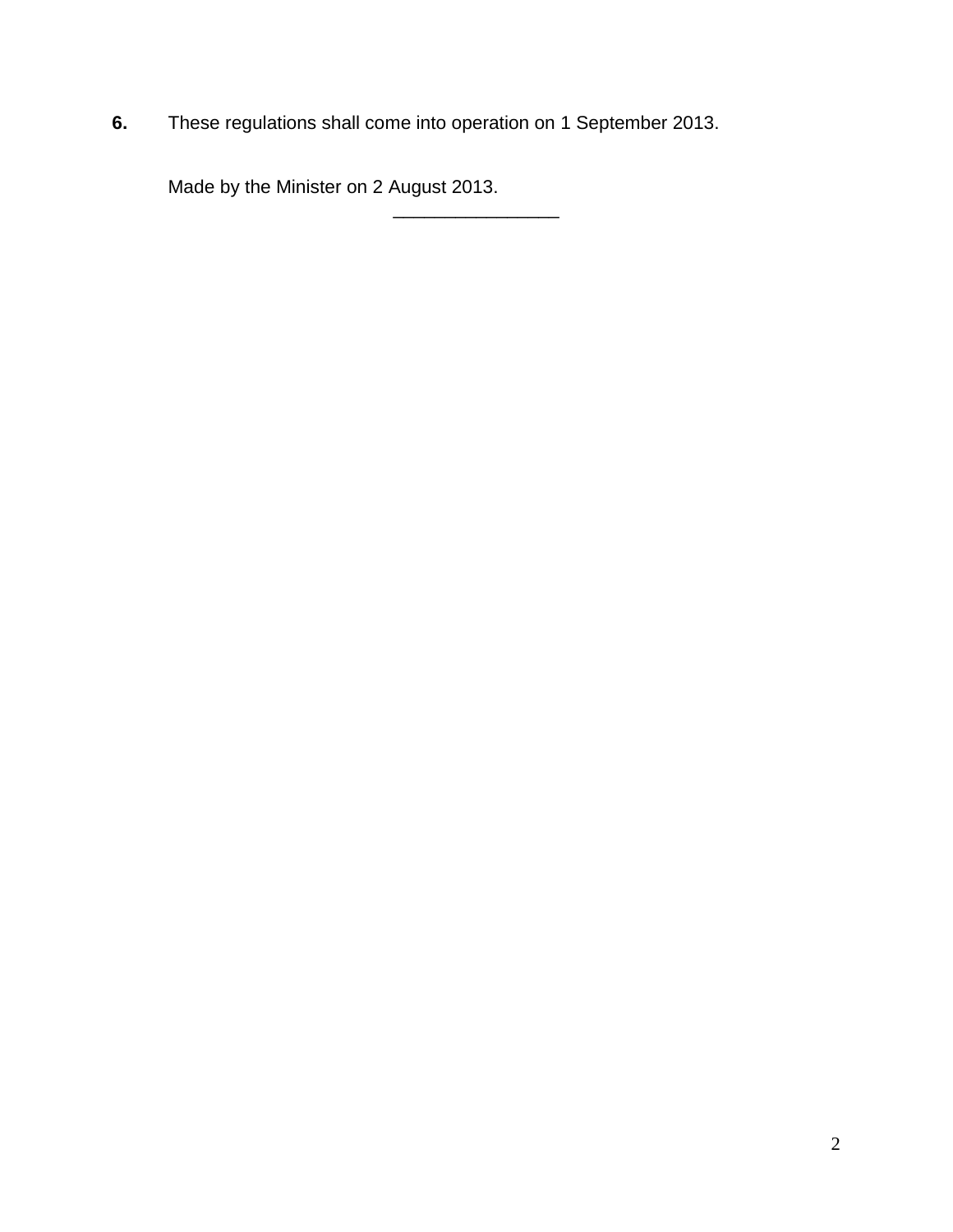**6.** These regulations shall come into operation on 1 September 2013.

Made by the Minister on 2 August 2013.

\_\_\_\_\_\_\_\_\_\_\_\_\_\_\_\_